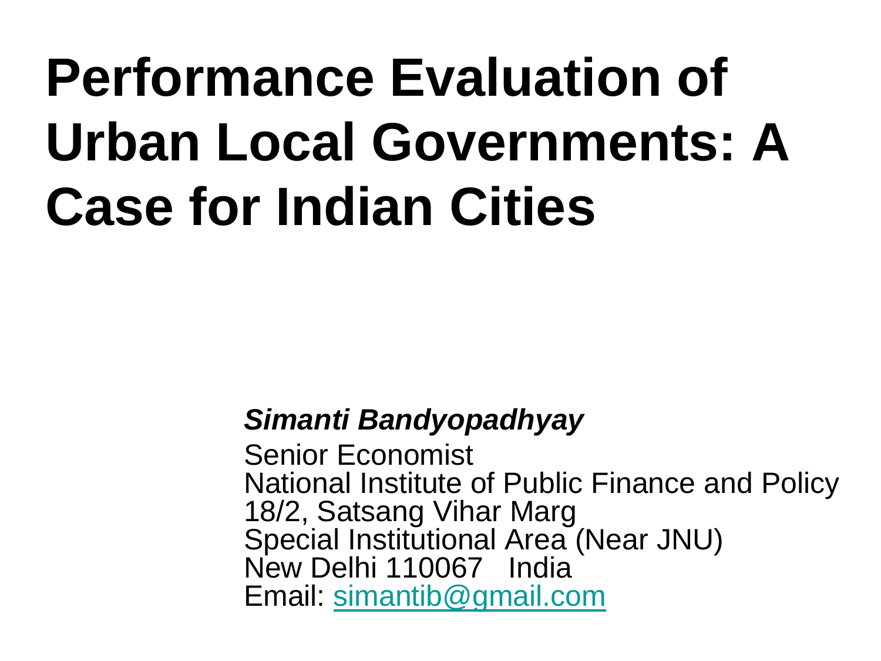# Performance Evaluation of Urban Local Governments: A Case for Indian Cities

***Simanti Bandyopadhyay***

Senior Economist
National Institute of Public Finance and Policy
18/2, Satsang Vihar Marg
Special Institutional Area (Near JNU)
New Delhi 110067 India
Email: simantib@gmail.com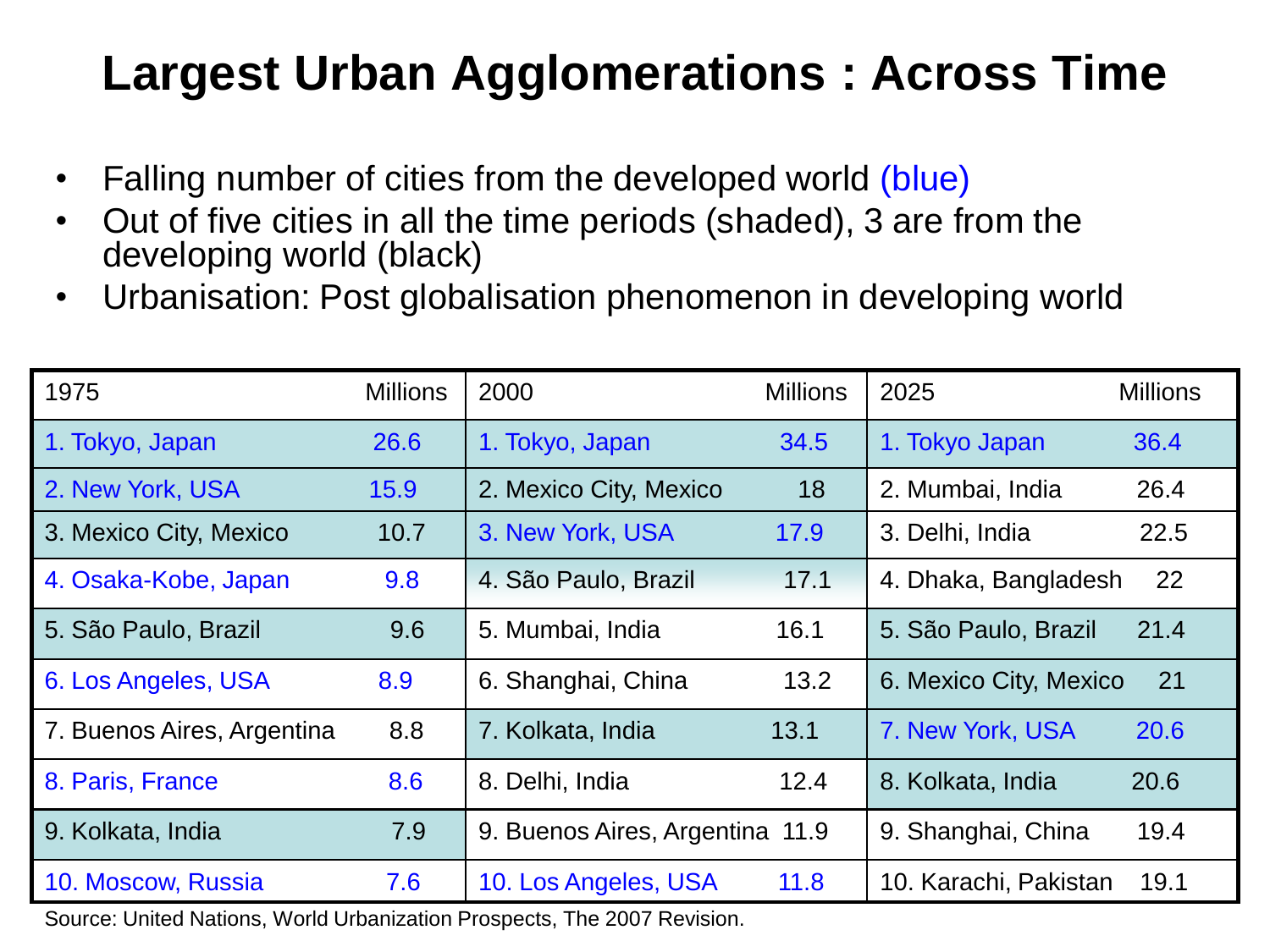# Largest Urban Agglomerations : Across Time

- Falling number of cities from the developed world (blue)
- Out of five cities in all the time periods (shaded), 3 are from the developing world (black)
- Urbanisation: Post globalisation phenomenon in developing world

| 1975 | Millions | 2000 | Millions | 2025 | Millions |
|---|---|---|---|---|---|
| 1. Tokyo, Japan | 26.6 | 1. Tokyo, Japan | 34.5 | 1. Tokyo Japan | 36.4 |
| 2. New York, USA | 15.9 | 2. Mexico City, Mexico | 18 | 2. Mumbai, India | 26.4 |
| 3. Mexico City, Mexico | 10.7 | 3. New York, USA | 17.9 | 3. Delhi, India | 22.5 |
| 4. Osaka-Kobe, Japan | 9.8 | 4. São Paulo, Brazil | 17.1 | 4. Dhaka, Bangladesh | 22 |
| 5. São Paulo, Brazil | 9.6 | 5. Mumbai, India | 16.1 | 5. São Paulo, Brazil | 21.4 |
| 6. Los Angeles, USA | 8.9 | 6. Shanghai, China | 13.2 | 6. Mexico City, Mexico | 21 |
| 7. Buenos Aires, Argentina | 8.8 | 7. Kolkata, India | 13.1 | 7. New York, USA | 20.6 |
| 8. Paris, France | 8.6 | 8. Delhi, India | 12.4 | 8. Kolkata, India | 20.6 |
| 9. Kolkata, India | 7.9 | 9. Buenos Aires, Argentina | 11.9 | 9. Shanghai, China | 19.4 |
| 10. Moscow, Russia | 7.6 | 10. Los Angeles, USA | 11.8 | 10. Karachi, Pakistan | 19.1 |

Source: United Nations, World Urbanization Prospects, The 2007 Revision.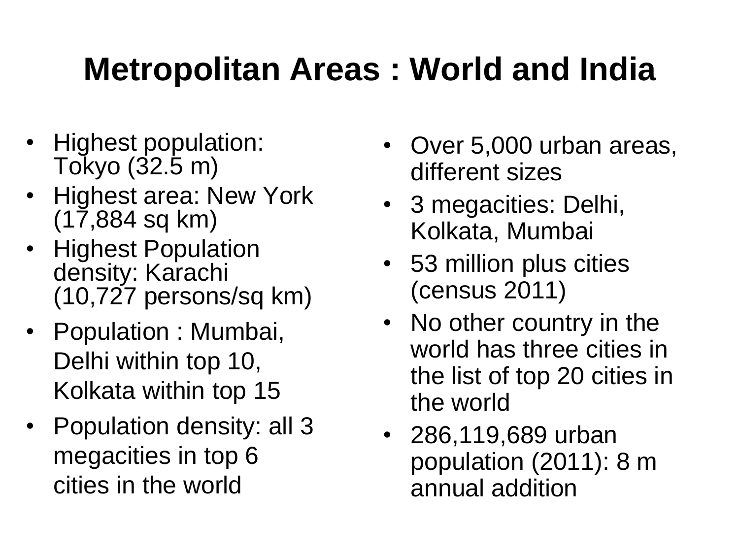# Metropolitan Areas : World and India

- Highest population: Tokyo (32.5 m)
- Highest area: New York (17,884 sq km)
- Highest Population density: Karachi (10,727 persons/sq km)
- Population : Mumbai, Delhi within top 10, Kolkata within top 15
- Population density: all 3 megacities in top 6 cities in the world

- Over 5,000 urban areas, different sizes
- 3 megacities: Delhi, Kolkata, Mumbai
- 53 million plus cities (census 2011)
- No other country in the world has three cities in the list of top 20 cities in the world
- 286,119,689 urban population (2011): 8 m annual addition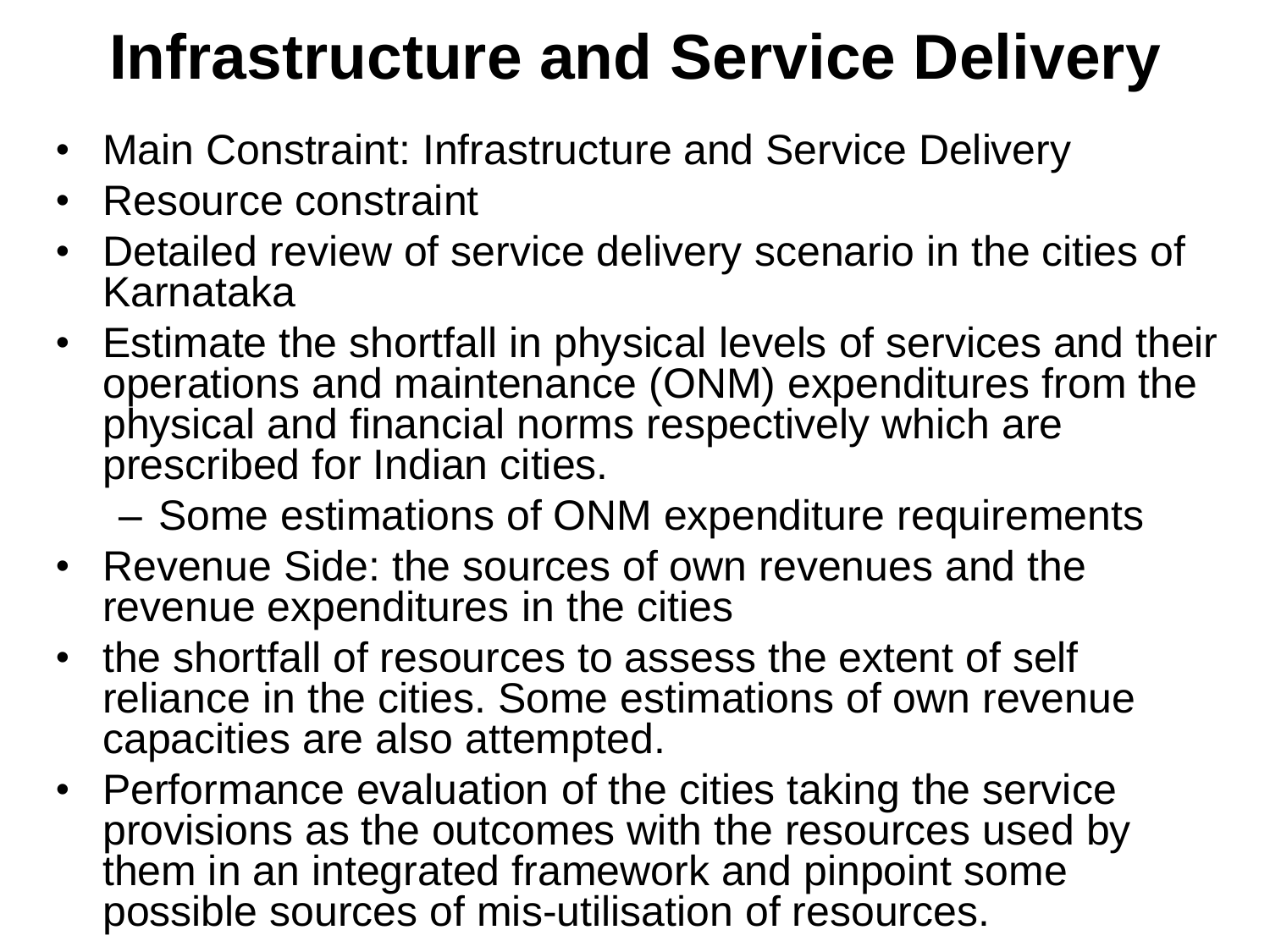# Infrastructure and Service Delivery

- Main Constraint: Infrastructure and Service Delivery
- Resource constraint
- Detailed review of service delivery scenario in the cities of Karnataka
- Estimate the shortfall in physical levels of services and their operations and maintenance (ONM) expenditures from the physical and financial norms respectively which are prescribed for Indian cities.
  - Some estimations of ONM expenditure requirements
- Revenue Side: the sources of own revenues and the revenue expenditures in the cities
- the shortfall of resources to assess the extent of self reliance in the cities. Some estimations of own revenue capacities are also attempted.
- Performance evaluation of the cities taking the service provisions as the outcomes with the resources used by them in an integrated framework and pinpoint some possible sources of mis-utilisation of resources.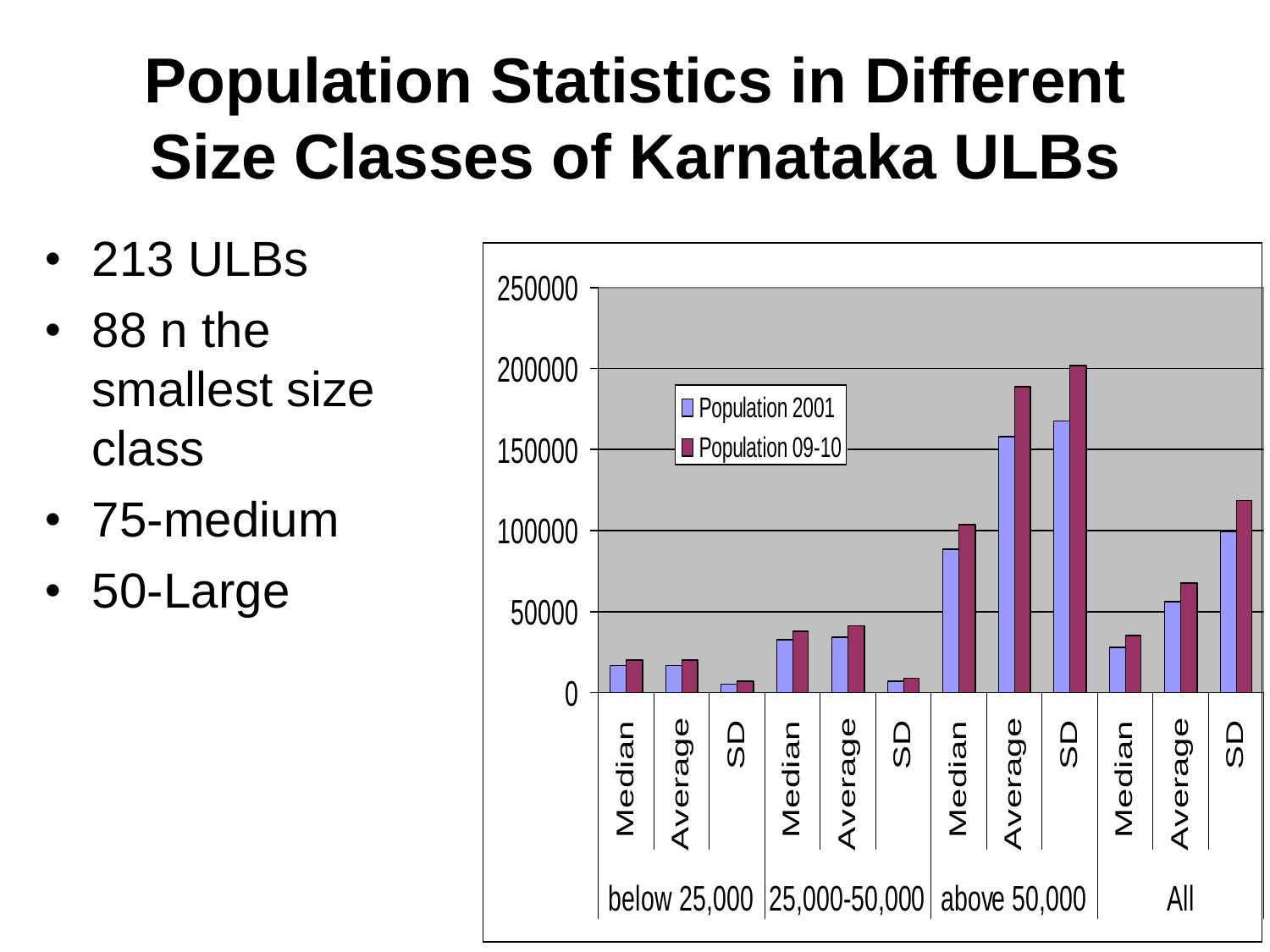# Population Statistics in Different Size Classes of Karnataka ULBs

- 213 ULBs
- 88 n the smallest size class
- 75-medium
- 50-Large

250000
200000
150000
100000
50000
0

Population 2001
Population 09-10

Median Average SD Median Average SD Median Average SD Median Average SD

below 25,000 25,000-50,000 above 50,000 All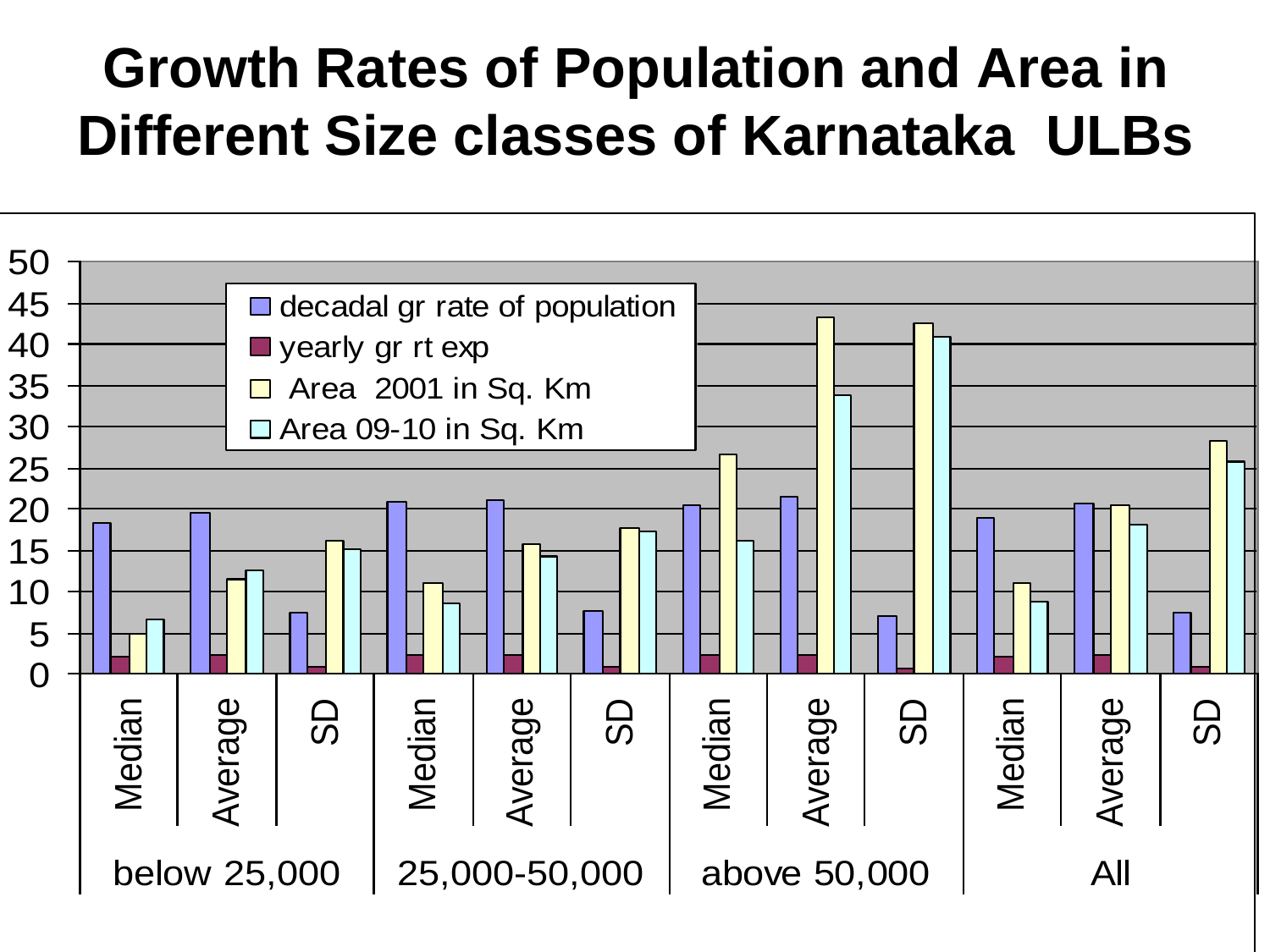# Growth Rates of Population and Area in Different Size classes of Karnataka ULBs

| | | decadal gr rate of population | yearly gr rt exp | Area 2001 in Sq. Km | Area 09-10 in Sq. Km |
|---|---|---|---|---|---|
| below 25,000 | Median | 18.3 | 2.1 | 4.9 | 6.6 |
| | Average | 19.5 | 2.3 | 11.5 | 12.6 |
| | SD | 7.4 | 0.9 | 16.2 | 15.2 |
| 25,000-50,000 | Median | 20.8 | 2.3 | 11.0 | 8.6 |
| | Average | 21.1 | 2.3 | 15.8 | 14.3 |
| | SD | 7.6 | 0.9 | 17.7 | 17.3 |
| above 50,000 | Median | 20.4 | 2.3 | 26.7 | 16.2 |
| | Average | 21.5 | 2.3 | 43.3 | 33.9 |
| | SD | 7.0 | 0.7 | 42.5 | 40.9 |
| All | Median | 18.9 | 2.1 | 11.0 | 8.8 |
| | Average | 20.6 | 2.3 | 20.4 | 18.1 |
| | SD | 7.4 | 0.9 | 28.3 | 25.8 |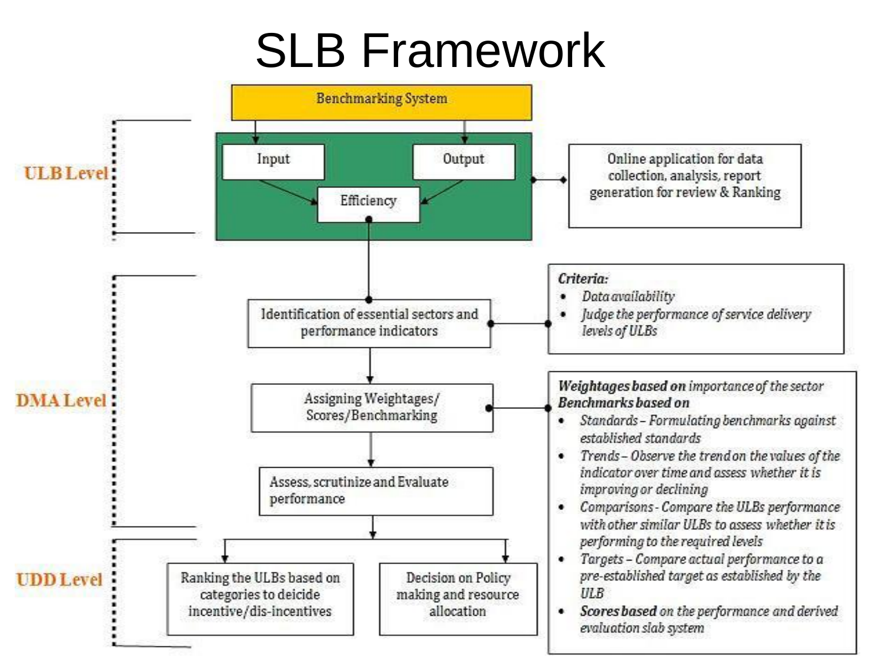# SLB Framework

Benchmarking System

ULB Level

Input

Output

Efficiency

Online application for data collection, analysis, report generation for review & Ranking

DMA Level

Identification of essential sectors and performance indicators

*Criteria:*

- *Data availability*
- *Judge the performance of service delivery levels of ULBs*

Assigning Weightages/ Scores/Benchmarking

***Weightages based on** importance of the sector*

***Benchmarks based on***

- *Standards – Formulating benchmarks against established standards*
- *Trends – Observe the trend on the values of the indicator over time and assess whether it is improving or declining*
- *Comparisons - Compare the ULBs performance with other similar ULBs to assess whether it is performing to the required levels*
- *Targets – Compare actual performance to a pre-established target as established by the ULB*
- ***Scores based** on the performance and derived evaluation slab system*

Assess, scrutinize and Evaluate performance

UDD Level

Ranking the ULBs based on categories to deicide incentive/dis-incentives

Decision on Policy making and resource allocation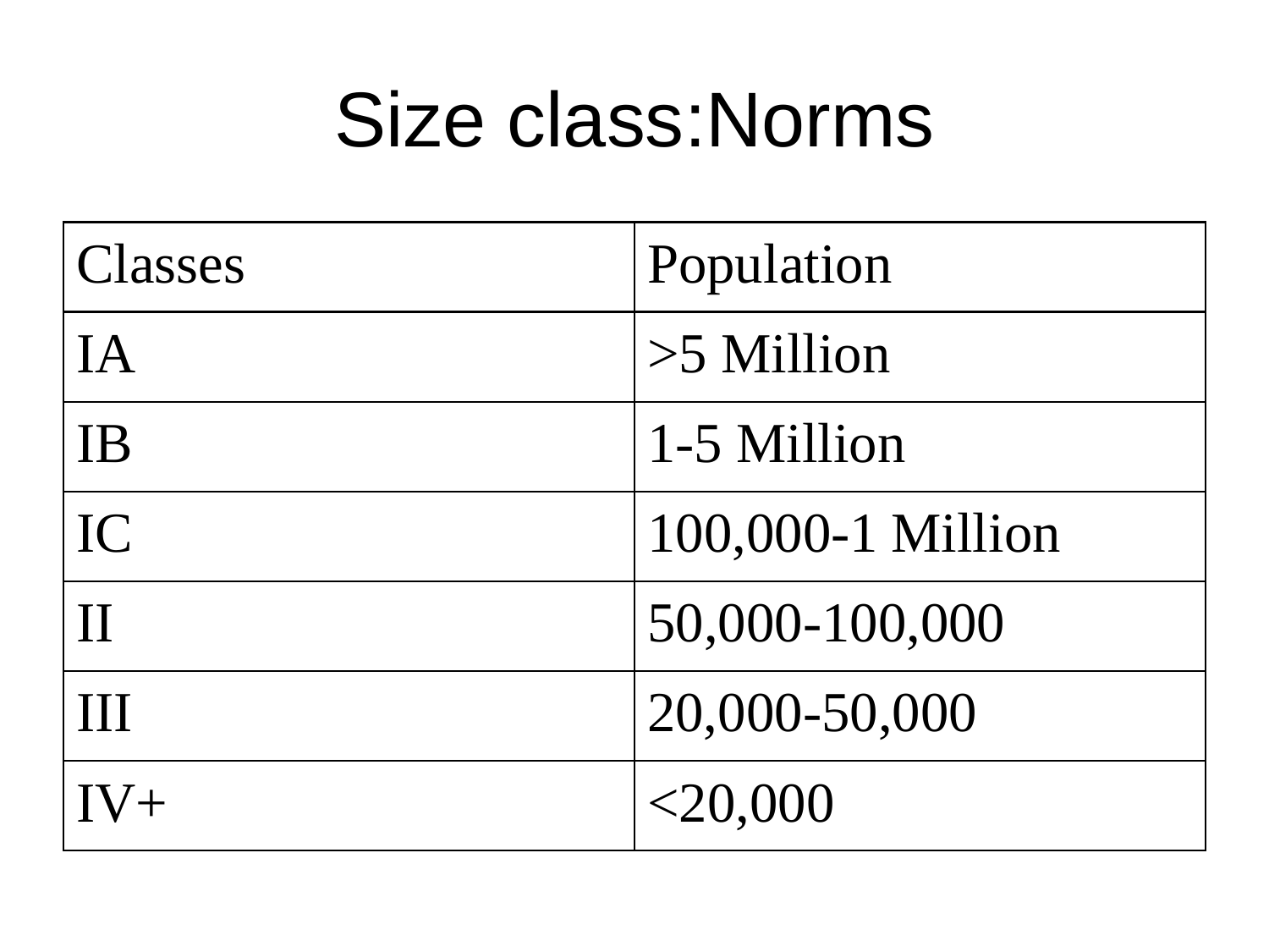# Size class:Norms

| Classes | Population |
|---|---|
| IA | >5 Million |
| IB | 1-5 Million |
| IC | 100,000-1 Million |
| II | 50,000-100,000 |
| III | 20,000-50,000 |
| IV+ | <20,000 |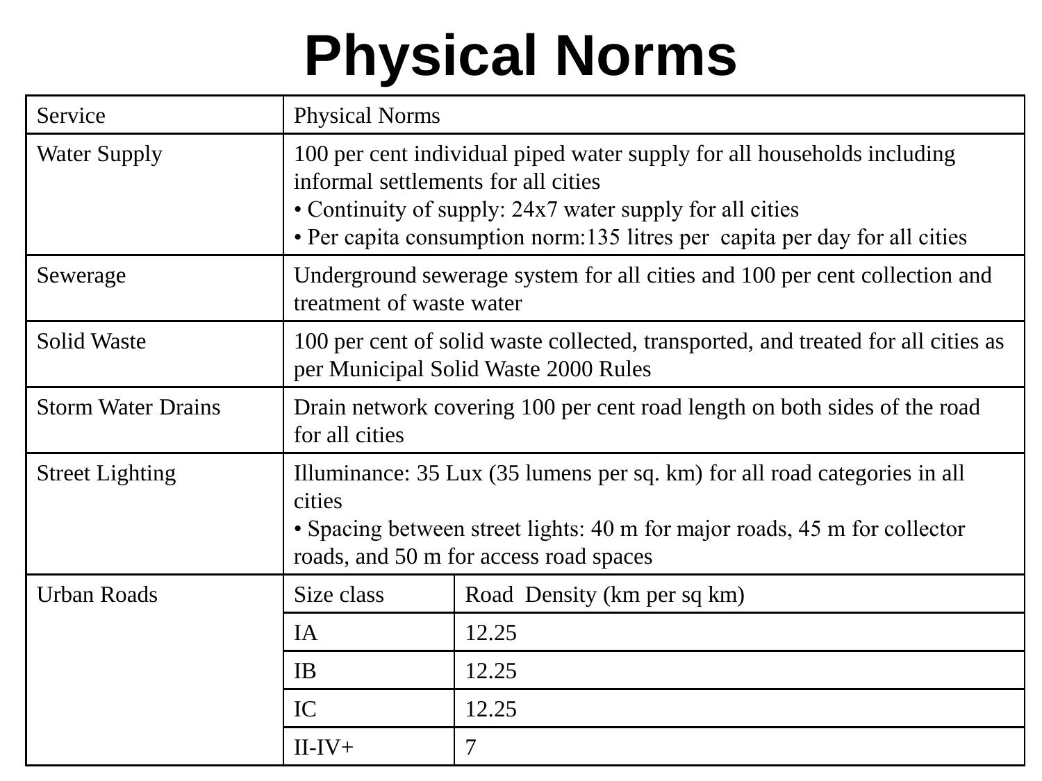# Physical Norms

| Service | Physical Norms | |
|---|---|---|
| Water Supply | 100 per cent individual piped water supply for all households including informal settlements for all cities<br>• Continuity of supply: 24x7 water supply for all cities<br>• Per capita consumption norm:135 litres per capita per day for all cities | |
| Sewerage | Underground sewerage system for all cities and 100 per cent collection and treatment of waste water | |
| Solid Waste | 100 per cent of solid waste collected, transported, and treated for all cities as per Municipal Solid Waste 2000 Rules | |
| Storm Water Drains | Drain network covering 100 per cent road length on both sides of the road for all cities | |
| Street Lighting | Illuminance: 35 Lux (35 lumens per sq. km) for all road categories in all cities<br>• Spacing between street lights: 40 m for major roads, 45 m for collector roads, and 50 m for access road spaces | |
| Urban Roads | Size class | Road Density (km per sq km) |
| | IA | 12.25 |
| | IB | 12.25 |
| | IC | 12.25 |
| | II-IV+ | 7 |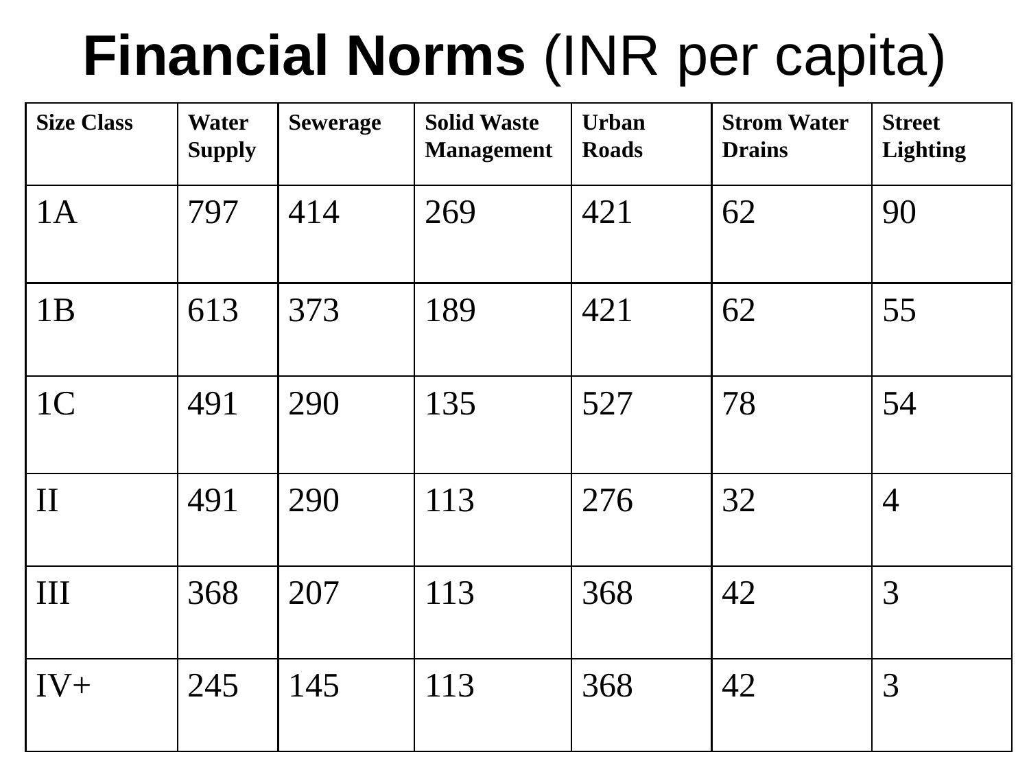# **Financial Norms** (INR per capita)

| Size Class | Water Supply | Sewerage | Solid Waste Management | Urban Roads | Strom Water Drains | Street Lighting |
|---|---|---|---|---|---|---|
| 1A | 797 | 414 | 269 | 421 | 62 | 90 |
| 1B | 613 | 373 | 189 | 421 | 62 | 55 |
| 1C | 491 | 290 | 135 | 527 | 78 | 54 |
| II | 491 | 290 | 113 | 276 | 32 | 4 |
| III | 368 | 207 | 113 | 368 | 42 | 3 |
| IV+ | 245 | 145 | 113 | 368 | 42 | 3 |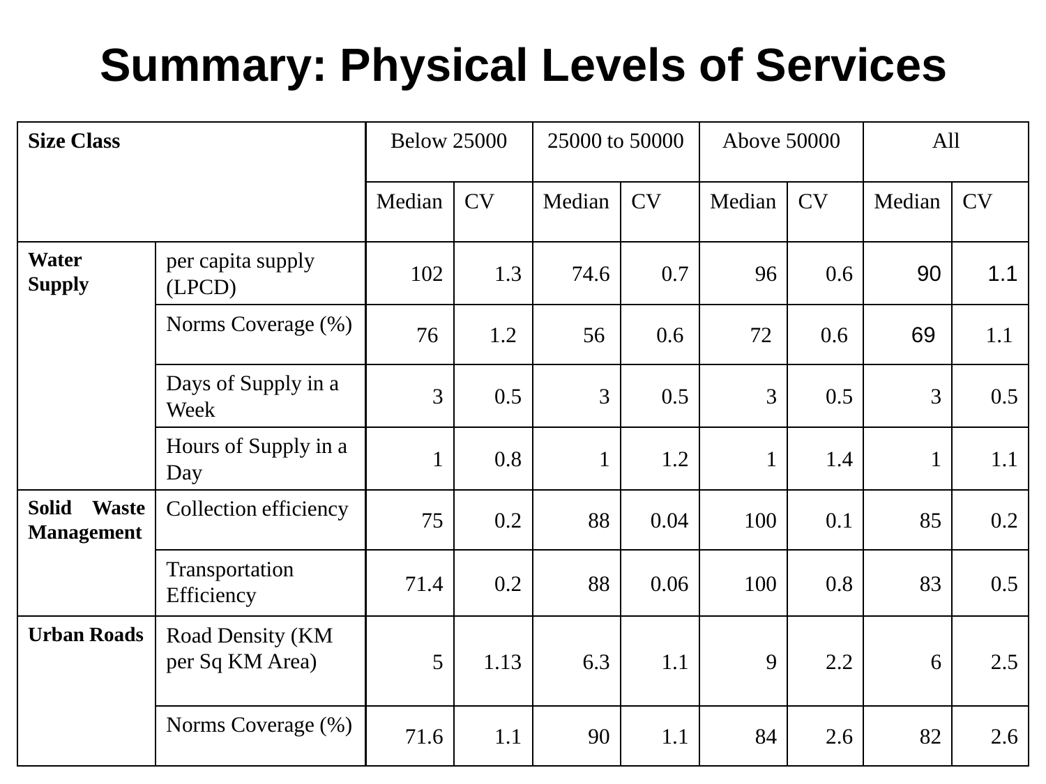# Summary: Physical Levels of Services

| Size Class | | Below 25000 | | 25000 to 50000 | | Above 50000 | | All | |
|---|---|---|---|---|---|---|---|---|---|
| | | Median | CV | Median | CV | Median | CV | Median | CV |
| **Water Supply** | per capita supply (LPCD) | 102 | 1.3 | 74.6 | 0.7 | 96 | 0.6 | 90 | 1.1 |
| | Norms Coverage (%) | 76 | 1.2 | 56 | 0.6 | 72 | 0.6 | 69 | 1.1 |
| | Days of Supply in a Week | 3 | 0.5 | 3 | 0.5 | 3 | 0.5 | 3 | 0.5 |
| | Hours of Supply in a Day | 1 | 0.8 | 1 | 1.2 | 1 | 1.4 | 1 | 1.1 |
| **Solid Waste Management** | Collection efficiency | 75 | 0.2 | 88 | 0.04 | 100 | 0.1 | 85 | 0.2 |
| | Transportation Efficiency | 71.4 | 0.2 | 88 | 0.06 | 100 | 0.8 | 83 | 0.5 |
| **Urban Roads** | Road Density (KM per Sq KM Area) | 5 | 1.13 | 6.3 | 1.1 | 9 | 2.2 | 6 | 2.5 |
| | Norms Coverage (%) | 71.6 | 1.1 | 90 | 1.1 | 84 | 2.6 | 82 | 2.6 |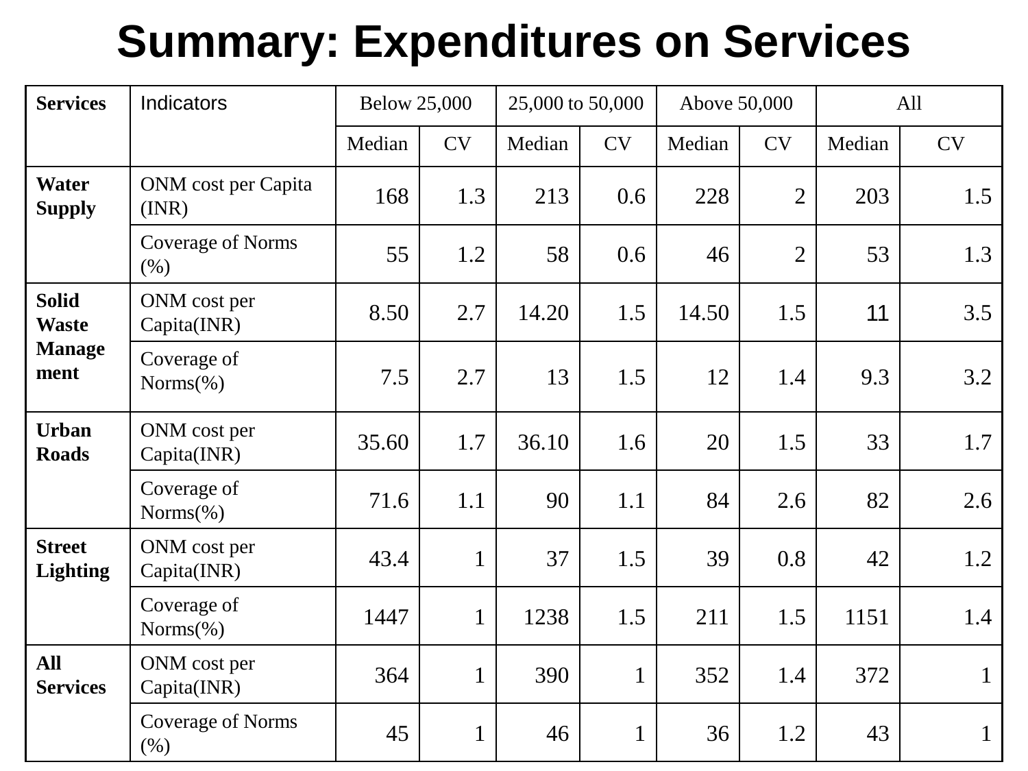# Summary: Expenditures on Services

| Services | Indicators | Below 25,000 | | 25,000 to 50,000 | | Above 50,000 | | All | |
|---|---|---|---|---|---|---|---|---|---|
| | | Median | CV | Median | CV | Median | CV | Median | CV |
| **Water Supply** | ONM cost per Capita (INR) | 168 | 1.3 | 213 | 0.6 | 228 | 2 | 203 | 1.5 |
| | Coverage of Norms (%) | 55 | 1.2 | 58 | 0.6 | 46 | 2 | 53 | 1.3 |
| **Solid Waste Management** | ONM cost per Capita(INR) | 8.50 | 2.7 | 14.20 | 1.5 | 14.50 | 1.5 | 11 | 3.5 |
| | Coverage of Norms(%) | 7.5 | 2.7 | 13 | 1.5 | 12 | 1.4 | 9.3 | 3.2 |
| **Urban Roads** | ONM cost per Capita(INR) | 35.60 | 1.7 | 36.10 | 1.6 | 20 | 1.5 | 33 | 1.7 |
| | Coverage of Norms(%) | 71.6 | 1.1 | 90 | 1.1 | 84 | 2.6 | 82 | 2.6 |
| **Street Lighting** | ONM cost per Capita(INR) | 43.4 | 1 | 37 | 1.5 | 39 | 0.8 | 42 | 1.2 |
| | Coverage of Norms(%) | 1447 | 1 | 1238 | 1.5 | 211 | 1.5 | 1151 | 1.4 |
| **All Services** | ONM cost per Capita(INR) | 364 | 1 | 390 | 1 | 352 | 1.4 | 372 | 1 |
| | Coverage of Norms (%) | 45 | 1 | 46 | 1 | 36 | 1.2 | 43 | 1 |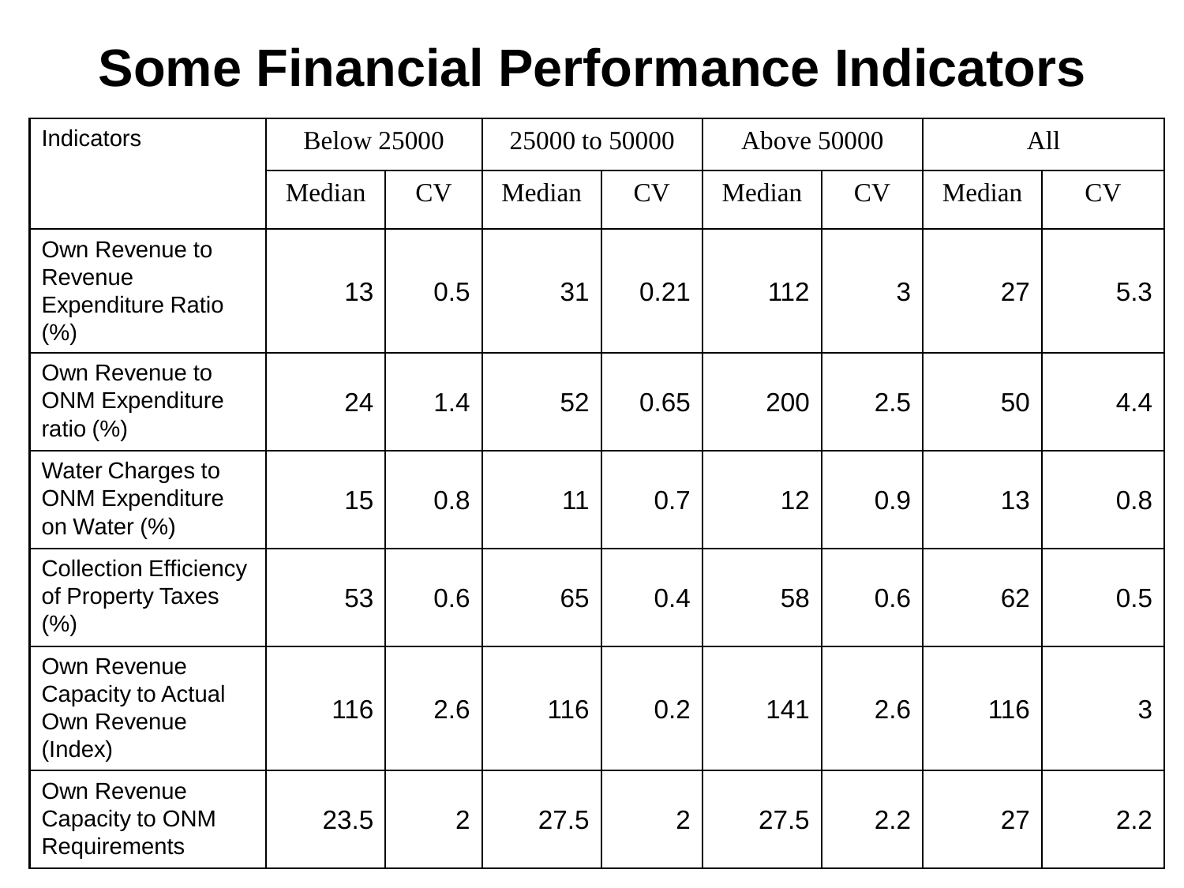# Some Financial Performance Indicators

| Indicators | Below 25000 | | 25000 to 50000 | | Above 50000 | | All | |
|---|---|---|---|---|---|---|---|---|
| | Median | CV | Median | CV | Median | CV | Median | CV |
| Own Revenue to Revenue Expenditure Ratio (%) | 13 | 0.5 | 31 | 0.21 | 112 | 3 | 27 | 5.3 |
| Own Revenue to ONM Expenditure ratio (%) | 24 | 1.4 | 52 | 0.65 | 200 | 2.5 | 50 | 4.4 |
| Water Charges to ONM Expenditure on Water (%) | 15 | 0.8 | 11 | 0.7 | 12 | 0.9 | 13 | 0.8 |
| Collection Efficiency of Property Taxes (%) | 53 | 0.6 | 65 | 0.4 | 58 | 0.6 | 62 | 0.5 |
| Own Revenue Capacity to Actual Own Revenue (Index) | 116 | 2.6 | 116 | 0.2 | 141 | 2.6 | 116 | 3 |
| Own Revenue Capacity to ONM Requirements | 23.5 | 2 | 27.5 | 2 | 27.5 | 2.2 | 27 | 2.2 |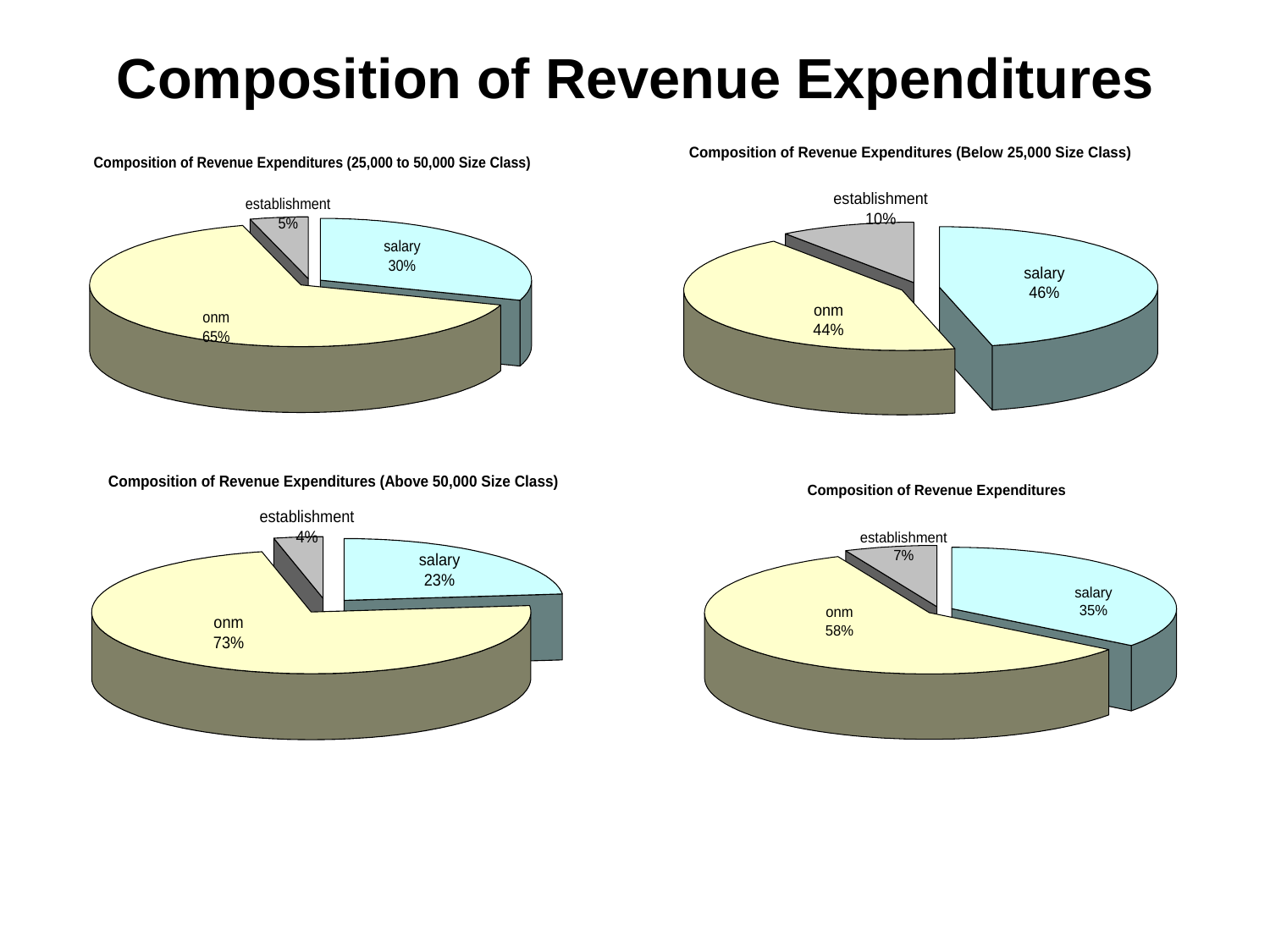# Composition of Revenue Expenditures

**Composition of Revenue Expenditures (25,000 to 50,000 Size Class)**

establishment
5%

salary
30%

onm
65%

**Composition of Revenue Expenditures (Below 25,000 Size Class)**

establishment
10%

salary
46%

onm
44%

**Composition of Revenue Expenditures (Above 50,000 Size Class)**

establishment
4%

salary
23%

onm
73%

**Composition of Revenue Expenditures**

establishment
7%

salary
35%

onm
58%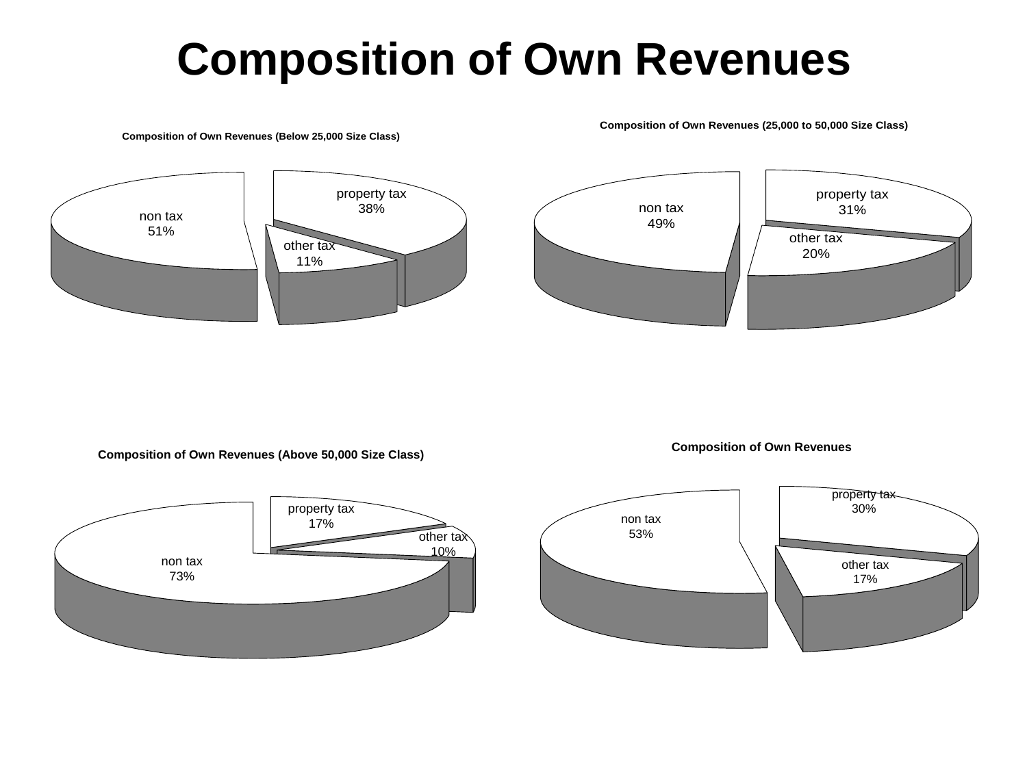# Composition of Own Revenues

**Composition of Own Revenues (Below 25,000 Size Class)**

non tax
51%

property tax
38%

other tax
11%

**Composition of Own Revenues (25,000 to 50,000 Size Class)**

non tax
49%

property tax
31%

other tax
20%

**Composition of Own Revenues (Above 50,000 Size Class)**

property tax
17%

other tax
10%

non tax
73%

**Composition of Own Revenues**

non tax
53%

property tax
30%

other tax
17%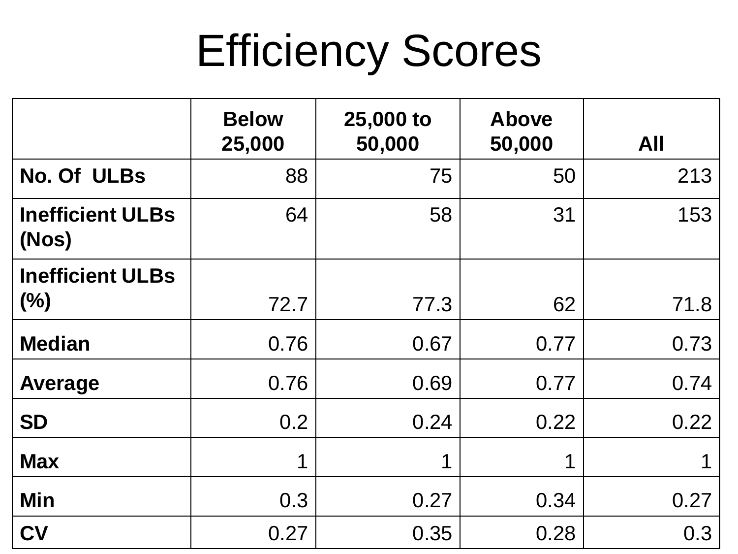# Efficiency Scores

| | Below 25,000 | 25,000 to 50,000 | Above 50,000 | All |
|---|---|---|---|---|
| **No. Of ULBs** | 88 | 75 | 50 | 213 |
| **Inefficient ULBs (Nos)** | 64 | 58 | 31 | 153 |
| **Inefficient ULBs (%)** | 72.7 | 77.3 | 62 | 71.8 |
| **Median** | 0.76 | 0.67 | 0.77 | 0.73 |
| **Average** | 0.76 | 0.69 | 0.77 | 0.74 |
| **SD** | 0.2 | 0.24 | 0.22 | 0.22 |
| **Max** | 1 | 1 | 1 | 1 |
| **Min** | 0.3 | 0.27 | 0.34 | 0.27 |
| **CV** | 0.27 | 0.35 | 0.28 | 0.3 |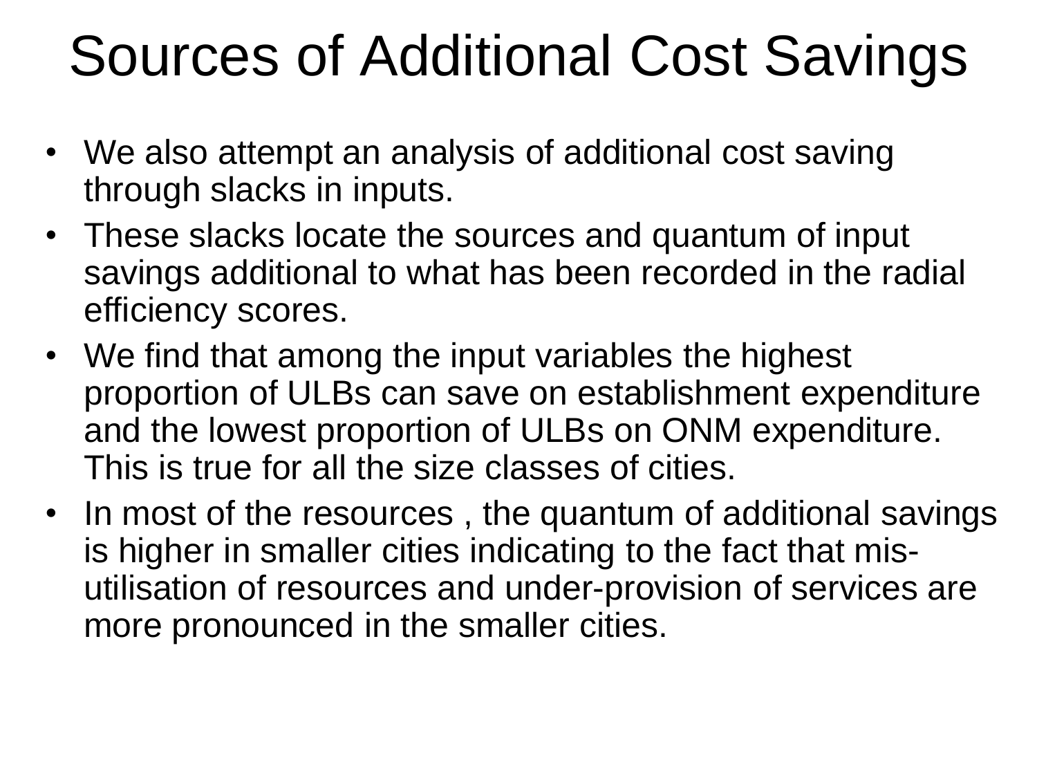# Sources of Additional Cost Savings

- We also attempt an analysis of additional cost saving through slacks in inputs.
- These slacks locate the sources and quantum of input savings additional to what has been recorded in the radial efficiency scores.
- We find that among the input variables the highest proportion of ULBs can save on establishment expenditure and the lowest proportion of ULBs on ONM expenditure. This is true for all the size classes of cities.
- In most of the resources , the quantum of additional savings is higher in smaller cities indicating to the fact that mis-utilisation of resources and under-provision of services are more pronounced in the smaller cities.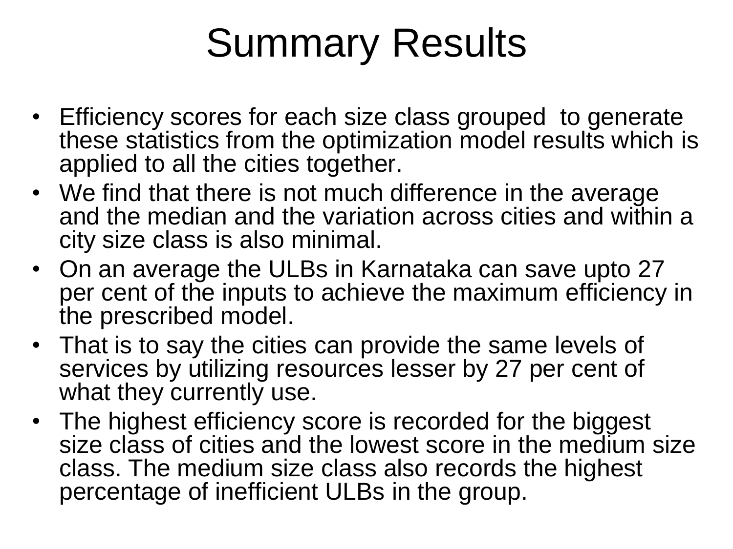# Summary Results

- Efficiency scores for each size class grouped to generate these statistics from the optimization model results which is applied to all the cities together.
- We find that there is not much difference in the average and the median and the variation across cities and within a city size class is also minimal.
- On an average the ULBs in Karnataka can save upto 27 per cent of the inputs to achieve the maximum efficiency in the prescribed model.
- That is to say the cities can provide the same levels of services by utilizing resources lesser by 27 per cent of what they currently use.
- The highest efficiency score is recorded for the biggest size class of cities and the lowest score in the medium size class. The medium size class also records the highest percentage of inefficient ULBs in the group.